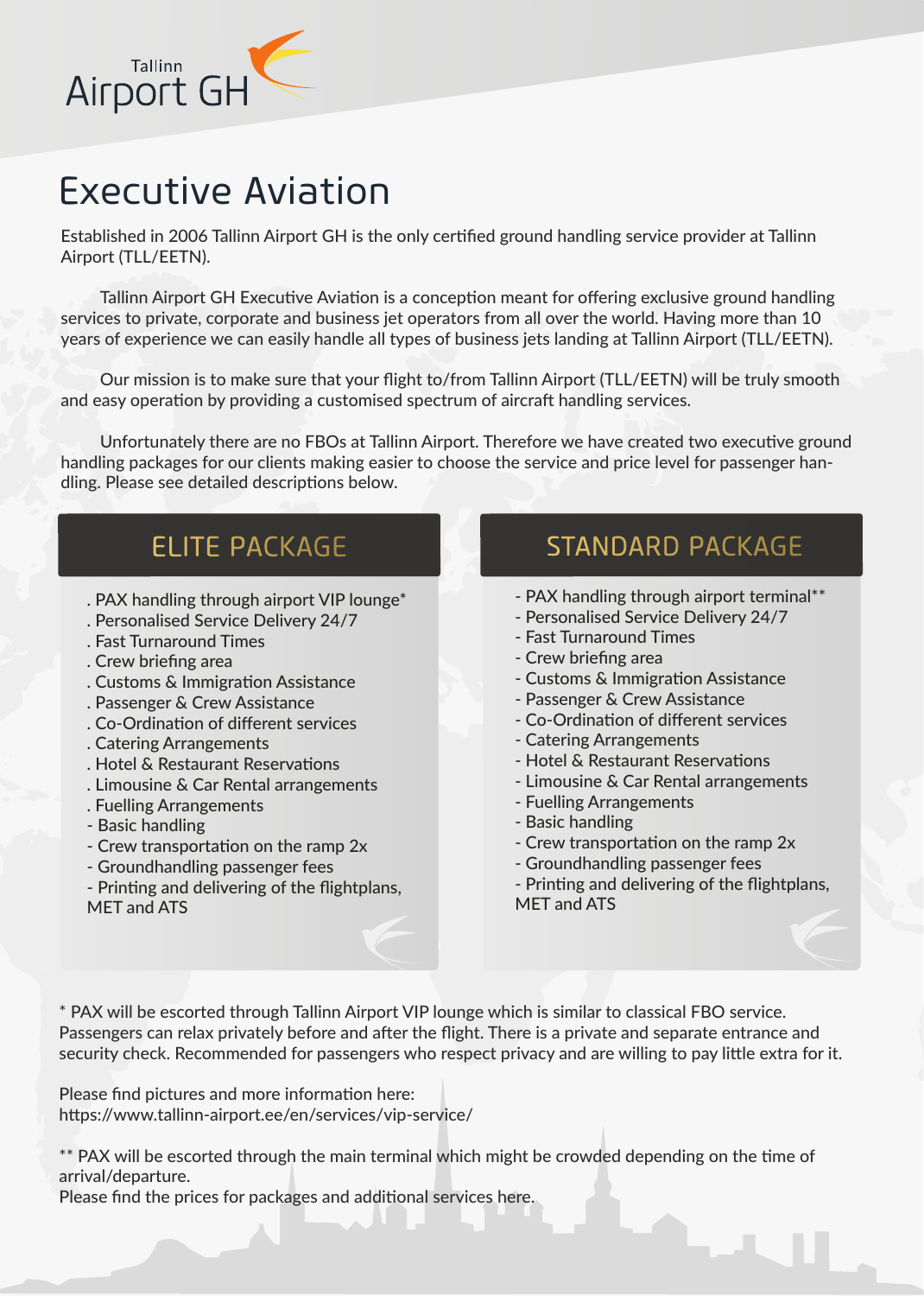Tallinn
Airport GH

# Executive Aviation

Established in 2006 Tallinn Airport GH is the only certified ground handling service provider at Tallinn Airport (TLL/EETN).

Tallinn Airport GH Executive Aviation is a conception meant for offering exclusive ground handling services to private, corporate and business jet operators from all over the world. Having more than 10 years of experience we can easily handle all types of business jets landing at Tallinn Airport (TLL/EETN).

Our mission is to make sure that your flight to/from Tallinn Airport (TLL/EETN) will be truly smooth and easy operation by providing a customised spectrum of aircraft handling services.

Unfortunately there are no FBOs at Tallinn Airport. Therefore we have created two executive ground handling packages for our clients making easier to choose the service and price level for passenger handling. Please see detailed descriptions below.

## ELITE PACKAGE

. PAX handling through airport VIP lounge*
. Personalised Service Delivery 24/7
. Fast Turnaround Times
. Crew briefing area
. Customs & Immigration Assistance
. Passenger & Crew Assistance
. Co-Ordination of different services
. Catering Arrangements
. Hotel & Restaurant Reservations
. Limousine & Car Rental arrangements
. Fuelling Arrangements
- Basic handling
- Crew transportation on the ramp 2x
- Groundhandling passenger fees
- Printing and delivering of the flightplans, MET and ATS

## STANDARD PACKAGE

- PAX handling through airport terminal**
- Personalised Service Delivery 24/7
- Fast Turnaround Times
- Crew briefing area
- Customs & Immigration Assistance
- Passenger & Crew Assistance
- Co-Ordination of different services
- Catering Arrangements
- Hotel & Restaurant Reservations
- Limousine & Car Rental arrangements
- Fuelling Arrangements
- Basic handling
- Crew transportation on the ramp 2x
- Groundhandling passenger fees
- Printing and delivering of the flightplans, MET and ATS

* PAX will be escorted through Tallinn Airport VIP lounge which is similar to classical FBO service. Passengers can relax privately before and after the flight. There is a private and separate entrance and security check. Recommended for passengers who respect privacy and are willing to pay little extra for it.

Please find pictures and more information here:
https://www.tallinn-airport.ee/en/services/vip-service/

** PAX will be escorted through the main terminal which might be crowded depending on the time of arrival/departure.
Please find the prices for packages and additional services here.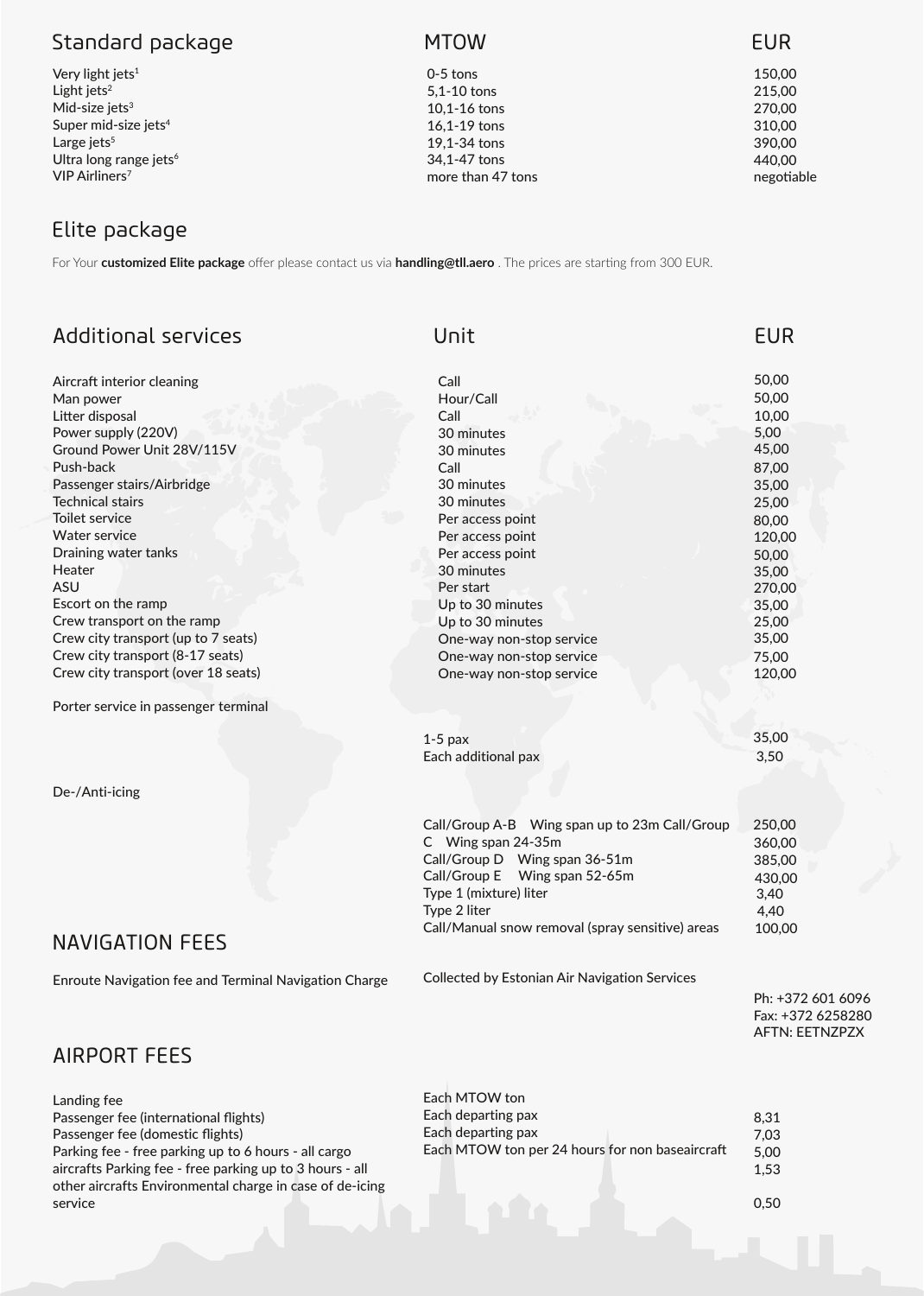## Standard package

| Standard package | MTOW | EUR |
|---|---|---|
| Very light jets[1] | 0-5 tons | 150,00 |
| Light jets[2] | 5,1-10 tons | 215,00 |
| Mid-size jets[3] | 10,1-16 tons | 270,00 |
| Super mid-size jets[4] | 16,1-19 tons | 310,00 |
| Large jets[5] | 19,1-34 tons | 390,00 |
| Ultra long range jets[6] | 34,1-47 tons | 440,00 |
| VIP Airliners[7] | more than 47 tons | negotiable |

## Elite package

For Your **customized Elite package** offer please contact us via **handling@tll.aero** . The prices are starting from 300 EUR.

## Additional services

| Additional services | Unit | EUR |
|---|---|---|
| Aircraft interior cleaning | Call | 50,00 |
| Man power | Hour/Call | 50,00 |
| Litter disposal | Call | 10,00 |
| Power supply (220V) | 30 minutes | 5,00 |
| Ground Power Unit 28V/115V | 30 minutes | 45,00 |
| Push-back | Call | 87,00 |
| Passenger stairs/Airbridge | 30 minutes | 35,00 |
| Technical stairs | 30 minutes | 25,00 |
| Toilet service | Per access point | 80,00 |
| Water service | Per access point | 120,00 |
| Draining water tanks | Per access point | 50,00 |
| Heater | 30 minutes | 35,00 |
| ASU | Per start | 270,00 |
| Escort on the ramp | Up to 30 minutes | 35,00 |
| Crew transport on the ramp | Up to 30 minutes | 25,00 |
| Crew city transport (up to 7 seats) | One-way non-stop service | 35,00 |
| Crew city transport (8-17 seats) | One-way non-stop service | 75,00 |
| Crew city transport (over 18 seats) | One-way non-stop service | 120,00 |
| Porter service in passenger terminal | | |
| | 1-5 pax | 35,00 |
| | Each additional pax | 3,50 |
| De-/Anti-icing | | |
| | Call/Group A-B Wing span up to 23m | 250,00 |
| | Call/Group C Wing span 24-35m | 360,00 |
| | Call/Group D Wing span 36-51m | 385,00 |
| | Call/Group E Wing span 52-65m | 430,00 |
| | Type 1 (mixture) liter | 3,40 |
| | Type 2 liter | 4,40 |
| | Call/Manual snow removal (spray sensitive) areas | 100,00 |

## NAVIGATION FEES

Enroute Navigation fee and Terminal Navigation Charge — Collected by Estonian Air Navigation Services

Ph: +372 601 6096
Fax: +372 6258280
AFTN: EETNZPZX

## AIRPORT FEES

| | | |
|---|---|---|
| Landing fee | Each MTOW ton | 8,31 |
| Passenger fee (international flights) | Each departing pax | 7,03 |
| Passenger fee (domestic flights) | Each departing pax | 5,00 |
| Parking fee - free parking up to 6 hours - all cargo aircrafts Parking fee - free parking up to 3 hours - all other aircrafts | Each MTOW ton per 24 hours for non baseaircraft | 1,53 |
| Environmental charge in case of de-icing service | | 0,50 |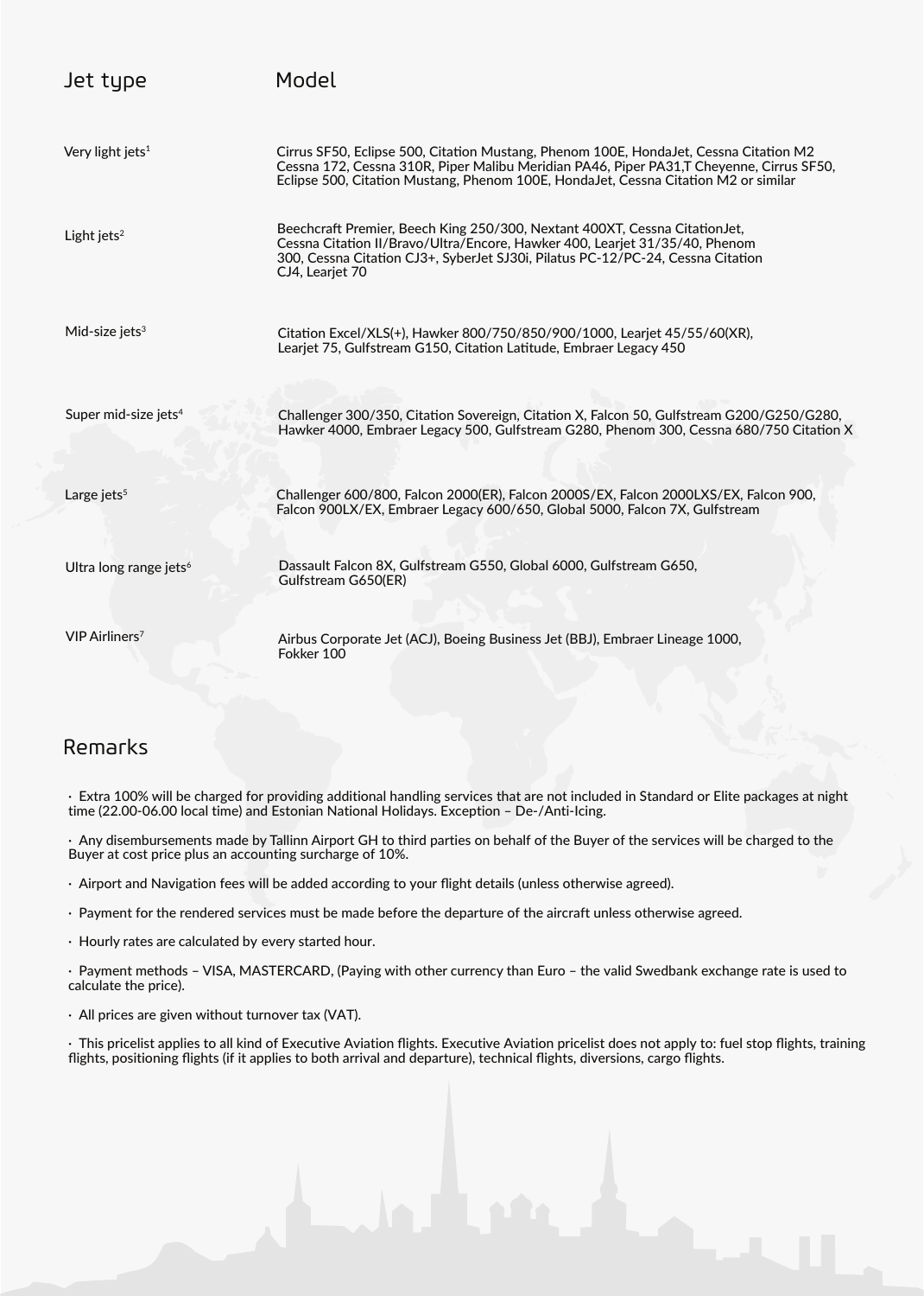| Jet type | Model |
| --- | --- |
| Very light jets[1] | Cirrus SF50, Eclipse 500, Citation Mustang, Phenom 100E, HondaJet, Cessna Citation M2 Cessna 172, Cessna 310R, Piper Malibu Meridian PA46, Piper PA31,T Cheyenne, Cirrus SF50, Eclipse 500, Citation Mustang, Phenom 100E, HondaJet, Cessna Citation M2 or similar |
| Light jets[2] | Beechcraft Premier, Beech King 250/300, Nextant 400XT, Cessna CitationJet, Cessna Citation II/Bravo/Ultra/Encore, Hawker 400, Learjet 31/35/40, Phenom 300, Cessna Citation CJ3+, SyberJet SJ30i, Pilatus PC-12/PC-24, Cessna Citation CJ4, Learjet 70 |
| Mid-size jets[3] | Citation Excel/XLS(+), Hawker 800/750/850/900/1000, Learjet 45/55/60(XR), Learjet 75, Gulfstream G150, Citation Latitude, Embraer Legacy 450 |
| Super mid-size jets[4] | Challenger 300/350, Citation Sovereign, Citation X, Falcon 50, Gulfstream G200/G250/G280, Hawker 4000, Embraer Legacy 500, Gulfstream G280, Phenom 300, Cessna 680/750 Citation X |
| Large jets[5] | Challenger 600/800, Falcon 2000(ER), Falcon 2000S/EX, Falcon 2000LXS/EX, Falcon 900, Falcon 900LX/EX, Embraer Legacy 600/650, Global 5000, Falcon 7X, Gulfstream |
| Ultra long range jets[6] | Dassault Falcon 8X, Gulfstream G550, Global 6000, Gulfstream G650, Gulfstream G650(ER) |
| VIP Airliners[7] | Airbus Corporate Jet (ACJ), Boeing Business Jet (BBJ), Embraer Lineage 1000, Fokker 100 |

## Remarks

- Extra 100% will be charged for providing additional handling services that are not included in Standard or Elite packages at night time (22.00-06.00 local time) and Estonian National Holidays. Exception – De-/Anti-Icing.
- Any disembursements made by Tallinn Airport GH to third parties on behalf of the Buyer of the services will be charged to the Buyer at cost price plus an accounting surcharge of 10%.
- Airport and Navigation fees will be added according to your flight details (unless otherwise agreed).
- Payment for the rendered services must be made before the departure of the aircraft unless otherwise agreed.
- Hourly rates are calculated by every started hour.
- Payment methods – VISA, MASTERCARD, (Paying with other currency than Euro – the valid Swedbank exchange rate is used to calculate the price).
- All prices are given without turnover tax (VAT).
- This pricelist applies to all kind of Executive Aviation flights. Executive Aviation pricelist does not apply to: fuel stop flights, training flights, positioning flights (if it applies to both arrival and departure), technical flights, diversions, cargo flights.